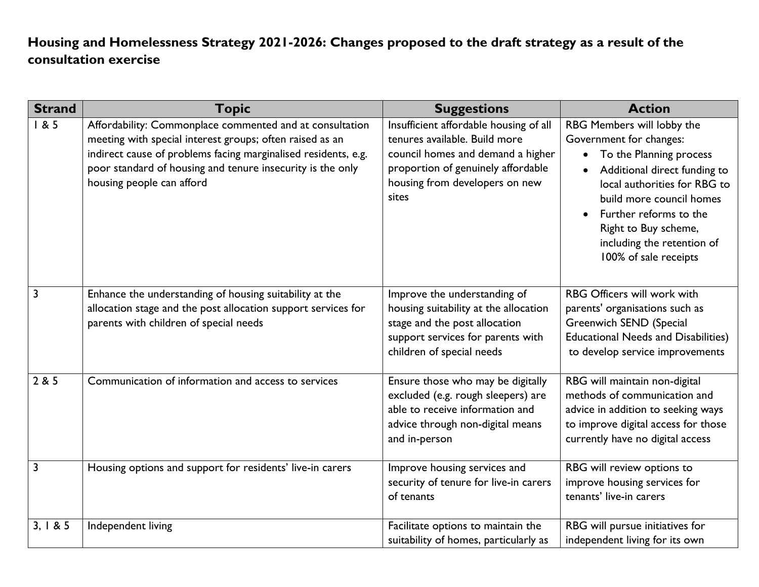**Housing and Homelessness Strategy 2021-2026: Changes proposed to the draft strategy as a result of the consultation exercise**

| Strand | Topic | Suggestions | Action |
|---|---|---|---|
| 1 & 5 | Affordability: Commonplace commented and at consultation meeting with special interest groups; often raised as an indirect cause of problems facing marginalised residents, e.g. poor standard of housing and tenure insecurity is the only housing people can afford | Insufficient affordable housing of all tenures available. Build more council homes and demand a higher proportion of genuinely affordable housing from developers on new sites | RBG Members will lobby the Government for changes:<br>• To the Planning process<br>• Additional direct funding to local authorities for RBG to build more council homes<br>• Further reforms to the Right to Buy scheme, including the retention of 100% of sale receipts |
| 3 | Enhance the understanding of housing suitability at the allocation stage and the post allocation support services for parents with children of special needs | Improve the understanding of housing suitability at the allocation stage and the post allocation support services for parents with children of special needs | RBG Officers will work with parents' organisations such as Greenwich SEND (Special Educational Needs and Disabilities) to develop service improvements |
| 2 & 5 | Communication of information and access to services | Ensure those who may be digitally excluded (e.g. rough sleepers) are able to receive information and advice through non-digital means and in-person | RBG will maintain non-digital methods of communication and advice in addition to seeking ways to improve digital access for those currently have no digital access |
| 3 | Housing options and support for residents' live-in carers | Improve housing services and security of tenure for live-in carers of tenants | RBG will review options to improve housing services for tenants' live-in carers |
| 3, 1 & 5 | Independent living | Facilitate options to maintain the suitability of homes, particularly as | RBG will pursue initiatives for independent living for its own |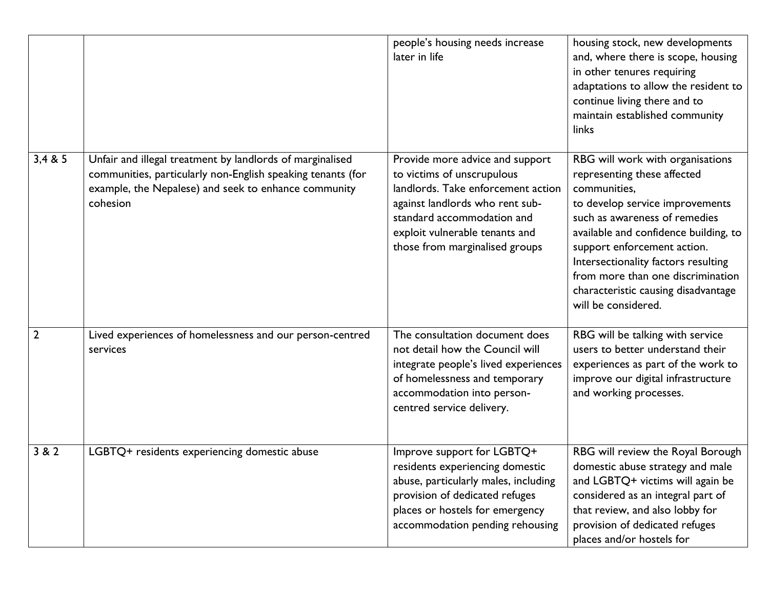| | | | |
|---|---|---|---|
| | | people's housing needs increase later in life | housing stock, new developments and, where there is scope, housing in other tenures requiring adaptations to allow the resident to continue living there and to maintain established community links |
| 3,4 & 5 | Unfair and illegal treatment by landlords of marginalised communities, particularly non-English speaking tenants (for example, the Nepalese) and seek to enhance community cohesion | Provide more advice and support to victims of unscrupulous landlords. Take enforcement action against landlords who rent sub-standard accommodation and exploit vulnerable tenants and those from marginalised groups | RBG will work with organisations representing these affected communities, to develop service improvements such as awareness of remedies available and confidence building, to support enforcement action. Intersectionality factors resulting from more than one discrimination characteristic causing disadvantage will be considered. |
| 2 | Lived experiences of homelessness and our person-centred services | The consultation document does not detail how the Council will integrate people's lived experiences of homelessness and temporary accommodation into person-centred service delivery. | RBG will be talking with service users to better understand their experiences as part of the work to improve our digital infrastructure and working processes. |
| 3 & 2 | LGBTQ+ residents experiencing domestic abuse | Improve support for LGBTQ+ residents experiencing domestic abuse, particularly males, including provision of dedicated refuges places or hostels for emergency accommodation pending rehousing | RBG will review the Royal Borough domestic abuse strategy and male and LGBTQ+ victims will again be considered as an integral part of that review, and also lobby for provision of dedicated refuges places and/or hostels for |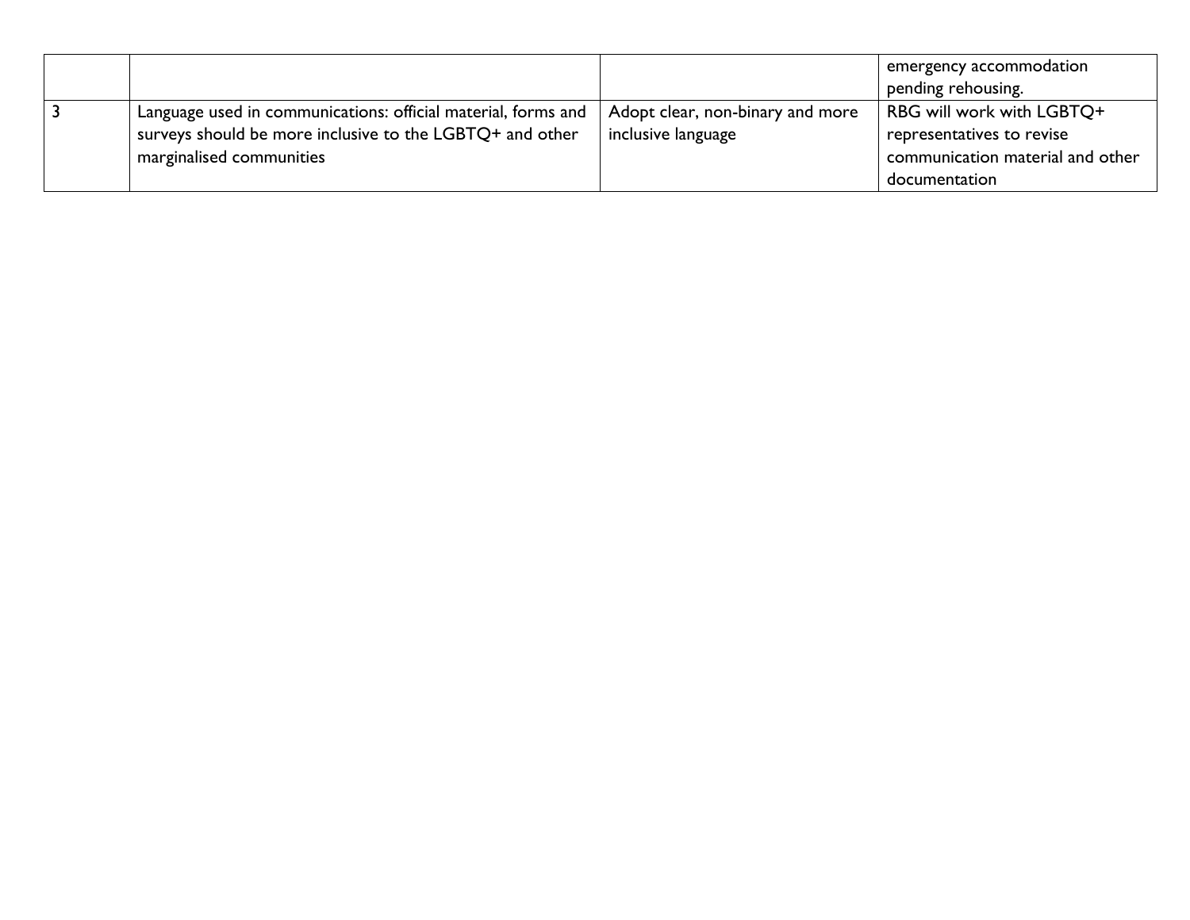| | | | |
|---|---|---|---|
| | | | emergency accommodation pending rehousing. |
| 3 | Language used in communications: official material, forms and surveys should be more inclusive to the LGBTQ+ and other marginalised communities | Adopt clear, non-binary and more inclusive language | RBG will work with LGBTQ+ representatives to revise communication material and other documentation |